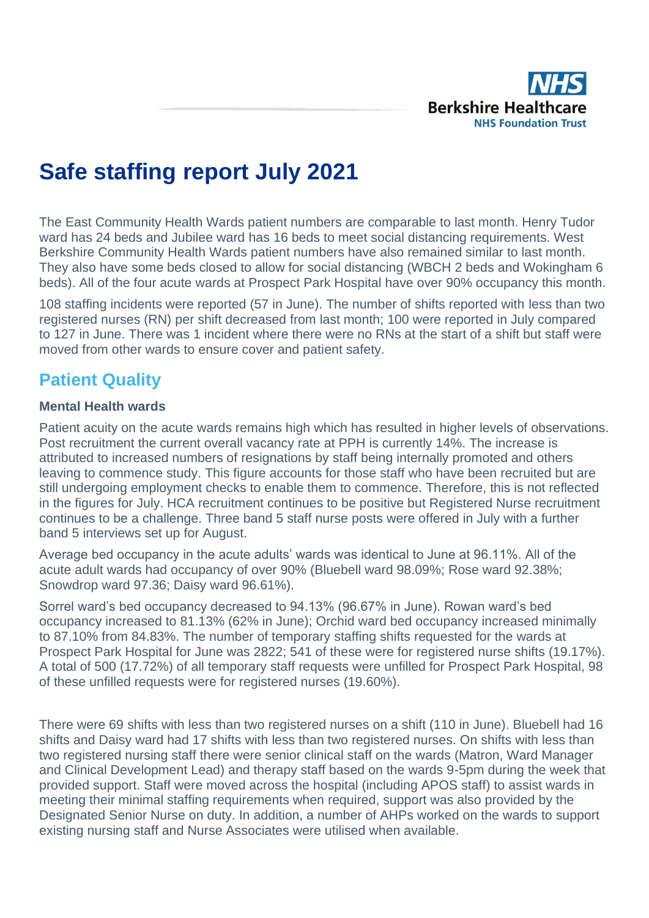# Safe staffing report July 2021

The East Community Health Wards patient numbers are comparable to last month. Henry Tudor ward has 24 beds and Jubilee ward has 16 beds to meet social distancing requirements. West Berkshire Community Health Wards patient numbers have also remained similar to last month. They also have some beds closed to allow for social distancing (WBCH 2 beds and Wokingham 6 beds). All of the four acute wards at Prospect Park Hospital have over 90% occupancy this month.

108 staffing incidents were reported (57 in June). The number of shifts reported with less than two registered nurses (RN) per shift decreased from last month; 100 were reported in July compared to 127 in June. There was 1 incident where there were no RNs at the start of a shift but staff were moved from other wards to ensure cover and patient safety.

## Patient Quality

### Mental Health wards

Patient acuity on the acute wards remains high which has resulted in higher levels of observations. Post recruitment the current overall vacancy rate at PPH is currently 14%. The increase is attributed to increased numbers of resignations by staff being internally promoted and others leaving to commence study. This figure accounts for those staff who have been recruited but are still undergoing employment checks to enable them to commence. Therefore, this is not reflected in the figures for July. HCA recruitment continues to be positive but Registered Nurse recruitment continues to be a challenge. Three band 5 staff nurse posts were offered in July with a further band 5 interviews set up for August.

Average bed occupancy in the acute adults' wards was identical to June at 96.11%. All of the acute adult wards had occupancy of over 90% (Bluebell ward 98.09%; Rose ward 92.38%; Snowdrop ward 97.36; Daisy ward 96.61%).

Sorrel ward's bed occupancy decreased to 94.13% (96.67% in June). Rowan ward's bed occupancy increased to 81.13% (62% in June); Orchid ward bed occupancy increased minimally to 87.10% from 84.83%. The number of temporary staffing shifts requested for the wards at Prospect Park Hospital for June was 2822; 541 of these were for registered nurse shifts (19.17%). A total of 500 (17.72%) of all temporary staff requests were unfilled for Prospect Park Hospital, 98 of these unfilled requests were for registered nurses (19.60%).

There were 69 shifts with less than two registered nurses on a shift (110 in June). Bluebell had 16 shifts and Daisy ward had 17 shifts with less than two registered nurses. On shifts with less than two registered nursing staff there were senior clinical staff on the wards (Matron, Ward Manager and Clinical Development Lead) and therapy staff based on the wards 9-5pm during the week that provided support. Staff were moved across the hospital (including APOS staff) to assist wards in meeting their minimal staffing requirements when required, support was also provided by the Designated Senior Nurse on duty. In addition, a number of AHPs worked on the wards to support existing nursing staff and Nurse Associates were utilised when available.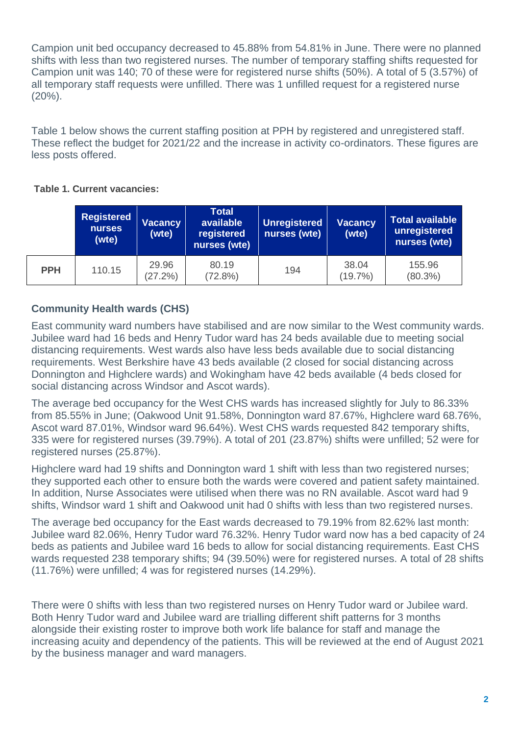Campion unit bed occupancy decreased to 45.88% from 54.81% in June. There were no planned shifts with less than two registered nurses. The number of temporary staffing shifts requested for Campion unit was 140; 70 of these were for registered nurse shifts (50%). A total of 5 (3.57%) of all temporary staff requests were unfilled. There was 1 unfilled request for a registered nurse (20%).

Table 1 below shows the current staffing position at PPH by registered and unregistered staff. These reflect the budget for 2021/22 and the increase in activity co-ordinators. These figures are less posts offered.

**Table 1. Current vacancies:**

| | Registered nurses (wte) | Vacancy (wte) | Total available registered nurses (wte) | Unregistered nurses (wte) | Vacancy (wte) | Total available unregistered nurses (wte) |
|---|---|---|---|---|---|---|
| **PPH** | 110.15 | 29.96 (27.2%) | 80.19 (72.8%) | 194 | 38.04 (19.7%) | 155.96 (80.3%) |

### Community Health wards (CHS)

East community ward numbers have stabilised and are now similar to the West community wards. Jubilee ward had 16 beds and Henry Tudor ward has 24 beds available due to meeting social distancing requirements. West wards also have less beds available due to social distancing requirements. West Berkshire have 43 beds available (2 closed for social distancing across Donnington and Highclere wards) and Wokingham have 42 beds available (4 beds closed for social distancing across Windsor and Ascot wards).

The average bed occupancy for the West CHS wards has increased slightly for July to 86.33% from 85.55% in June; (Oakwood Unit 91.58%, Donnington ward 87.67%, Highclere ward 68.76%, Ascot ward 87.01%, Windsor ward 96.64%). West CHS wards requested 842 temporary shifts, 335 were for registered nurses (39.79%). A total of 201 (23.87%) shifts were unfilled; 52 were for registered nurses (25.87%).

Highclere ward had 19 shifts and Donnington ward 1 shift with less than two registered nurses; they supported each other to ensure both the wards were covered and patient safety maintained. In addition, Nurse Associates were utilised when there was no RN available. Ascot ward had 9 shifts, Windsor ward 1 shift and Oakwood unit had 0 shifts with less than two registered nurses.

The average bed occupancy for the East wards decreased to 79.19% from 82.62% last month: Jubilee ward 82.06%, Henry Tudor ward 76.32%. Henry Tudor ward now has a bed capacity of 24 beds as patients and Jubilee ward 16 beds to allow for social distancing requirements. East CHS wards requested 238 temporary shifts; 94 (39.50%) were for registered nurses. A total of 28 shifts (11.76%) were unfilled; 4 was for registered nurses (14.29%).

There were 0 shifts with less than two registered nurses on Henry Tudor ward or Jubilee ward. Both Henry Tudor ward and Jubilee ward are trialling different shift patterns for 3 months alongside their existing roster to improve both work life balance for staff and manage the increasing acuity and dependency of the patients. This will be reviewed at the end of August 2021 by the business manager and ward managers.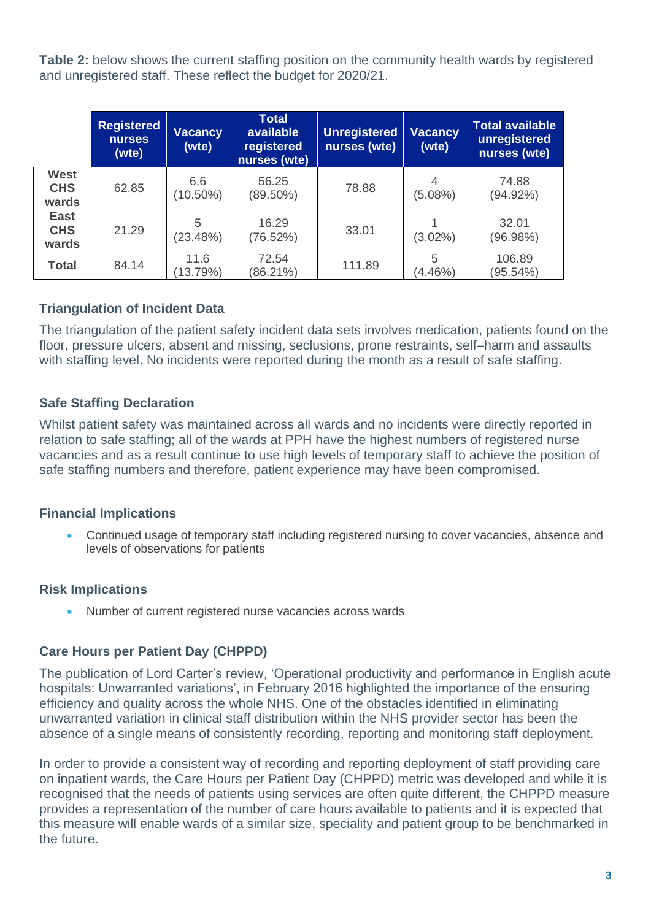**Table 2:** below shows the current staffing position on the community health wards by registered and unregistered staff. These reflect the budget for 2020/21.

| | Registered nurses (wte) | Vacancy (wte) | Total available registered nurses (wte) | Unregistered nurses (wte) | Vacancy (wte) | Total available unregistered nurses (wte) |
|---|---|---|---|---|---|---|
| **West CHS wards** | 62.85 | 6.6 (10.50%) | 56.25 (89.50%) | 78.88 | 4 (5.08%) | 74.88 (94.92%) |
| **East CHS wards** | 21.29 | 5 (23.48%) | 16.29 (76.52%) | 33.01 | 1 (3.02%) | 32.01 (96.98%) |
| **Total** | 84.14 | 11.6 (13.79%) | 72.54 (86.21%) | 111.89 | 5 (4.46%) | 106.89 (95.54%) |

### Triangulation of Incident Data

The triangulation of the patient safety incident data sets involves medication, patients found on the floor, pressure ulcers, absent and missing, seclusions, prone restraints, self–harm and assaults with staffing level. No incidents were reported during the month as a result of safe staffing.

### Safe Staffing Declaration

Whilst patient safety was maintained across all wards and no incidents were directly reported in relation to safe staffing; all of the wards at PPH have the highest numbers of registered nurse vacancies and as a result continue to use high levels of temporary staff to achieve the position of safe staffing numbers and therefore, patient experience may have been compromised.

### Financial Implications

- Continued usage of temporary staff including registered nursing to cover vacancies, absence and levels of observations for patients

### Risk Implications

- Number of current registered nurse vacancies across wards

### Care Hours per Patient Day (CHPPD)

The publication of Lord Carter's review, 'Operational productivity and performance in English acute hospitals: Unwarranted variations', in February 2016 highlighted the importance of the ensuring efficiency and quality across the whole NHS. One of the obstacles identified in eliminating unwarranted variation in clinical staff distribution within the NHS provider sector has been the absence of a single means of consistently recording, reporting and monitoring staff deployment.

In order to provide a consistent way of recording and reporting deployment of staff providing care on inpatient wards, the Care Hours per Patient Day (CHPPD) metric was developed and while it is recognised that the needs of patients using services are often quite different, the CHPPD measure provides a representation of the number of care hours available to patients and it is expected that this measure will enable wards of a similar size, speciality and patient group to be benchmarked in the future.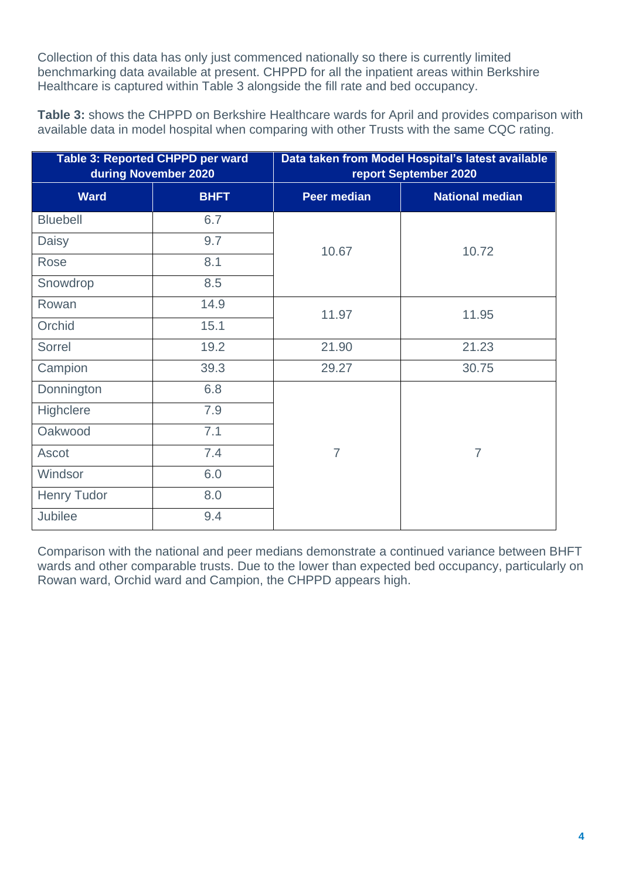Collection of this data has only just commenced nationally so there is currently limited benchmarking data available at present. CHPPD for all the inpatient areas within Berkshire Healthcare is captured within Table 3 alongside the fill rate and bed occupancy.

**Table 3:** shows the CHPPD on Berkshire Healthcare wards for April and provides comparison with available data in model hospital when comparing with other Trusts with the same CQC rating.

| Table 3: Reported CHPPD per ward during November 2020 | | Data taken from Model Hospital's latest available report September 2020 | |
|---|---|---|---|
| **Ward** | **BHFT** | **Peer median** | **National median** |
| Bluebell | 6.7 | 10.67 | 10.72 |
| Daisy | 9.7 | | |
| Rose | 8.1 | | |
| Snowdrop | 8.5 | | |
| Rowan | 14.9 | 11.97 | 11.95 |
| Orchid | 15.1 | | |
| Sorrel | 19.2 | 21.90 | 21.23 |
| Campion | 39.3 | 29.27 | 30.75 |
| Donnington | 6.8 | 7 | 7 |
| Highclere | 7.9 | | |
| Oakwood | 7.1 | | |
| Ascot | 7.4 | | |
| Windsor | 6.0 | | |
| Henry Tudor | 8.0 | | |
| Jubilee | 9.4 | | |

Comparison with the national and peer medians demonstrate a continued variance between BHFT wards and other comparable trusts. Due to the lower than expected bed occupancy, particularly on Rowan ward, Orchid ward and Campion, the CHPPD appears high.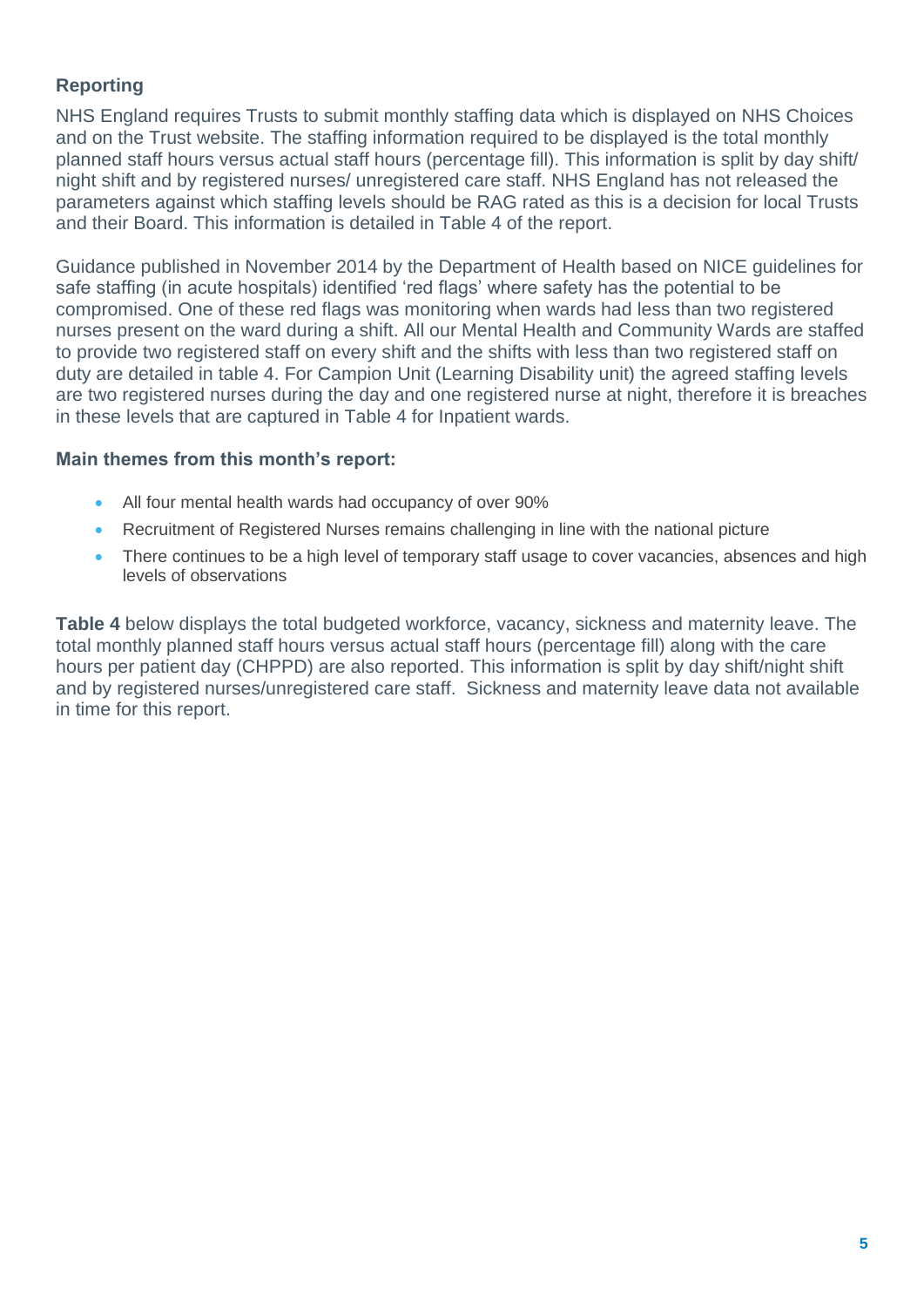### Reporting

NHS England requires Trusts to submit monthly staffing data which is displayed on NHS Choices and on the Trust website. The staffing information required to be displayed is the total monthly planned staff hours versus actual staff hours (percentage fill). This information is split by day shift/ night shift and by registered nurses/ unregistered care staff. NHS England has not released the parameters against which staffing levels should be RAG rated as this is a decision for local Trusts and their Board. This information is detailed in Table 4 of the report.

Guidance published in November 2014 by the Department of Health based on NICE guidelines for safe staffing (in acute hospitals) identified 'red flags' where safety has the potential to be compromised. One of these red flags was monitoring when wards had less than two registered nurses present on the ward during a shift. All our Mental Health and Community Wards are staffed to provide two registered staff on every shift and the shifts with less than two registered staff on duty are detailed in table 4. For Campion Unit (Learning Disability unit) the agreed staffing levels are two registered nurses during the day and one registered nurse at night, therefore it is breaches in these levels that are captured in Table 4 for Inpatient wards.

### Main themes from this month's report:

- All four mental health wards had occupancy of over 90%
- Recruitment of Registered Nurses remains challenging in line with the national picture
- There continues to be a high level of temporary staff usage to cover vacancies, absences and high levels of observations

**Table 4** below displays the total budgeted workforce, vacancy, sickness and maternity leave. The total monthly planned staff hours versus actual staff hours (percentage fill) along with the care hours per patient day (CHPPD) are also reported. This information is split by day shift/night shift and by registered nurses/unregistered care staff. Sickness and maternity leave data not available in time for this report.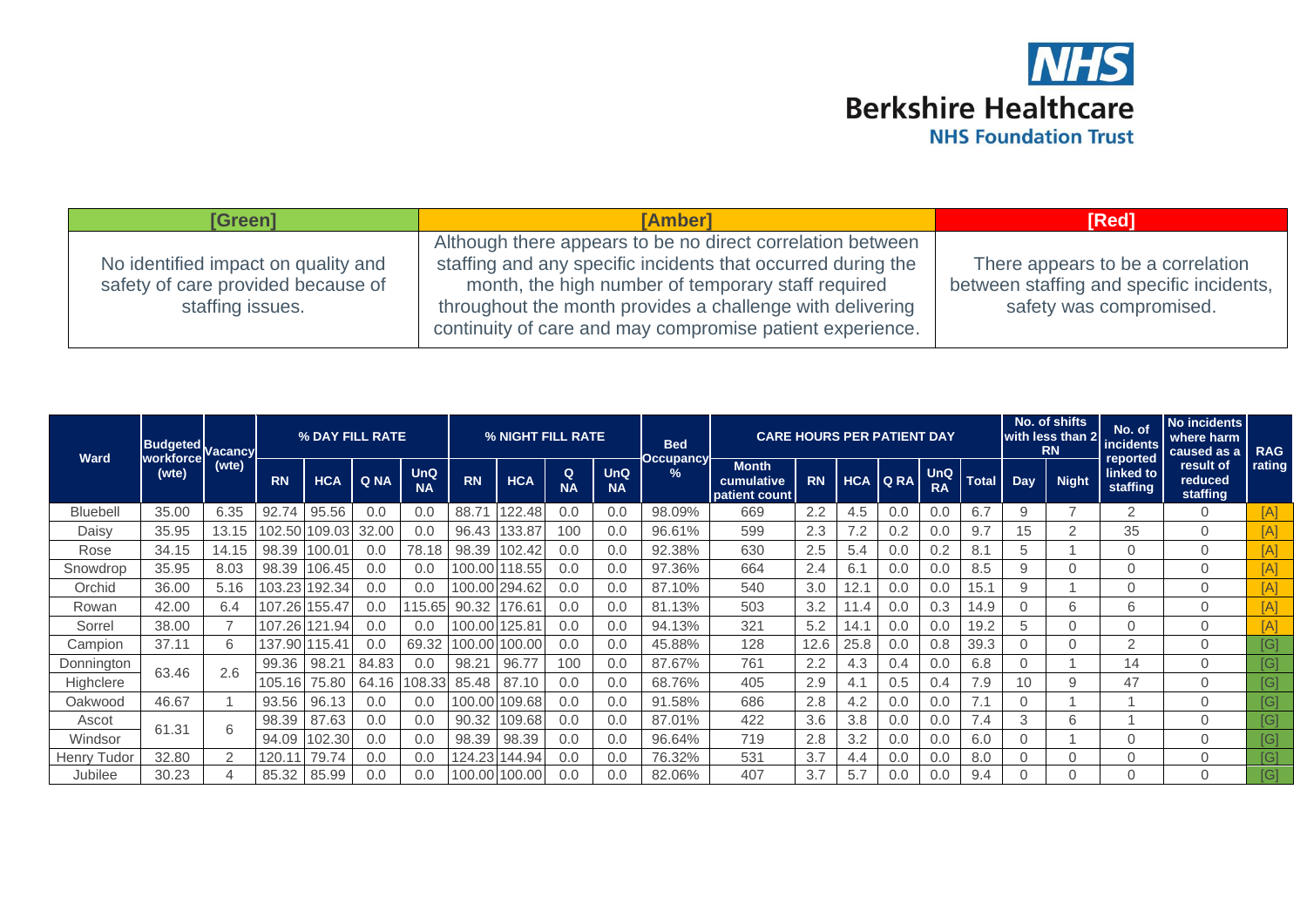| [Green] | [Amber] | [Red] |
|---|---|---|
| No identified impact on quality and safety of care provided because of staffing issues. | Although there appears to be no direct correlation between staffing and any specific incidents that occurred during the month, the high number of temporary staff required throughout the month provides a challenge with delivering continuity of care and may compromise patient experience. | There appears to be a correlation between staffing and specific incidents, safety was compromised. |

| Ward | Budgeted workforce (wte) | Vacancy (wte) | % DAY FILL RATE | | | | % NIGHT FILL RATE | | | | Bed Occupancy % | CARE HOURS PER PATIENT DAY | | | | | | No. of shifts with less than 2 RN | | No. of incidents reported linked to staffing | No incidents where harm caused as a result of reduced staffing | RAG rating |
|---|---|---|---|---|---|---|---|---|---|---|---|---|---|---|---|---|---|---|---|---|---|---|
| | | | RN | HCA | Q NA | UnQ NA | RN | HCA | Q NA | UnQ NA | | Month cumulative patient count | RN | HCA | Q RA | UnQ RA | Total | Day | Night | | | |
| Bluebell | 35.00 | 6.35 | 92.74 | 95.56 | 0.0 | 0.0 | 88.71 | 122.48 | 0.0 | 0.0 | 98.09% | 669 | 2.2 | 4.5 | 0.0 | 0.0 | 6.7 | 9 | 7 | 2 | 0 | [A] |
| Daisy | 35.95 | 13.15 | 102.50 | 109.03 | 32.00 | 0.0 | 96.43 | 133.87 | 100 | 0.0 | 96.61% | 599 | 2.3 | 7.2 | 0.2 | 0.0 | 9.7 | 15 | 2 | 35 | 0 | [A] |
| Rose | 34.15 | 14.15 | 98.39 | 100.01 | 0.0 | 78.18 | 98.39 | 102.42 | 0.0 | 0.0 | 92.38% | 630 | 2.5 | 5.4 | 0.0 | 0.2 | 8.1 | 5 | 1 | 0 | 0 | [A] |
| Snowdrop | 35.95 | 8.03 | 98.39 | 106.45 | 0.0 | 0.0 | 100.00 | 118.55 | 0.0 | 0.0 | 97.36% | 664 | 2.4 | 6.1 | 0.0 | 0.0 | 8.5 | 9 | 0 | 0 | 0 | [A] |
| Orchid | 36.00 | 5.16 | 103.23 | 192.34 | 0.0 | 0.0 | 100.00 | 294.62 | 0.0 | 0.0 | 87.10% | 540 | 3.0 | 12.1 | 0.0 | 0.0 | 15.1 | 9 | 1 | 0 | 0 | [A] |
| Rowan | 42.00 | 6.4 | 107.26 | 155.47 | 0.0 | 115.65 | 90.32 | 176.61 | 0.0 | 0.0 | 81.13% | 503 | 3.2 | 11.4 | 0.0 | 0.3 | 14.9 | 0 | 6 | 6 | 0 | [A] |
| Sorrel | 38.00 | 7 | 107.26 | 121.94 | 0.0 | 0.0 | 100.00 | 125.81 | 0.0 | 0.0 | 94.13% | 321 | 5.2 | 14.1 | 0.0 | 0.0 | 19.2 | 5 | 0 | 0 | 0 | [A] |
| Campion | 37.11 | 6 | 137.90 | 115.41 | 0.0 | 69.32 | 100.00 | 100.00 | 0.0 | 0.0 | 45.88% | 128 | 12.6 | 25.8 | 0.0 | 0.8 | 39.3 | 0 | 0 | 2 | 0 | [G] |
| Donnington | 63.46 | 2.6 | 99.36 | 98.21 | 84.83 | 0.0 | 98.21 | 96.77 | 100 | 0.0 | 87.67% | 761 | 2.2 | 4.3 | 0.4 | 0.0 | 6.8 | 0 | 1 | 14 | 0 | [G] |
| Highclere | | | 105.16 | 75.80 | 64.16 | 108.33 | 85.48 | 87.10 | 0.0 | 0.0 | 68.76% | 405 | 2.9 | 4.1 | 0.5 | 0.4 | 7.9 | 10 | 9 | 47 | 0 | [G] |
| Oakwood | 46.67 | 1 | 93.56 | 96.13 | 0.0 | 0.0 | 100.00 | 109.68 | 0.0 | 0.0 | 91.58% | 686 | 2.8 | 4.2 | 0.0 | 0.0 | 7.1 | 0 | 1 | 1 | 0 | [G] |
| Ascot | 61.31 | 6 | 98.39 | 87.63 | 0.0 | 0.0 | 90.32 | 109.68 | 0.0 | 0.0 | 87.01% | 422 | 3.6 | 3.8 | 0.0 | 0.0 | 7.4 | 3 | 6 | 1 | 0 | [G] |
| Windsor | | | 94.09 | 102.30 | 0.0 | 0.0 | 98.39 | 98.39 | 0.0 | 0.0 | 96.64% | 719 | 2.8 | 3.2 | 0.0 | 0.0 | 6.0 | 0 | 1 | 0 | 0 | [G] |
| Henry Tudor | 32.80 | 2 | 120.11 | 79.74 | 0.0 | 0.0 | 124.23 | 144.94 | 0.0 | 0.0 | 76.32% | 531 | 3.7 | 4.4 | 0.0 | 0.0 | 8.0 | 0 | 0 | 0 | 0 | [G] |
| Jubilee | 30.23 | 4 | 85.32 | 85.99 | 0.0 | 0.0 | 100.00 | 100.00 | 0.0 | 0.0 | 82.06% | 407 | 3.7 | 5.7 | 0.0 | 0.0 | 9.4 | 0 | 0 | 0 | 0 | [G] |